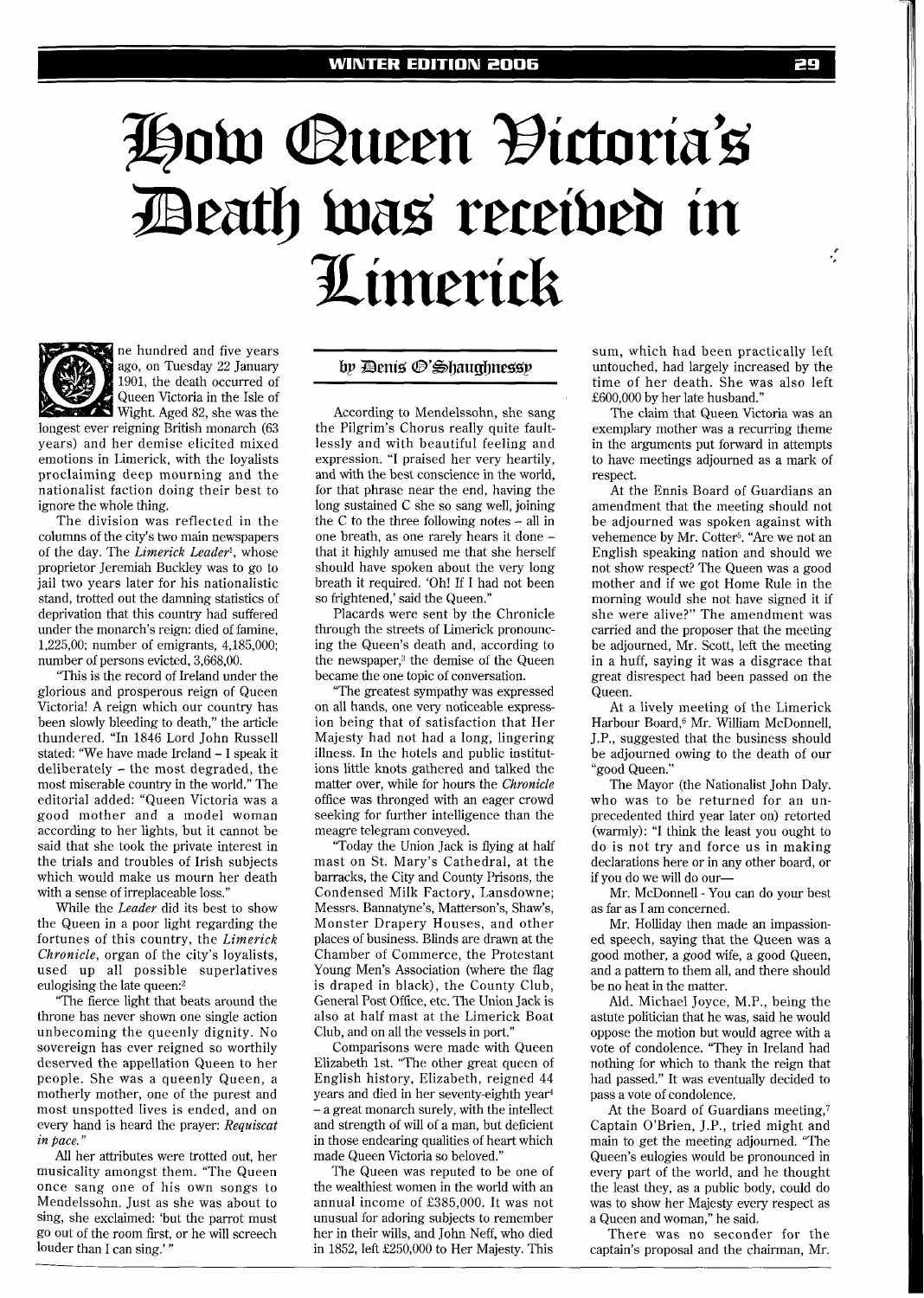# How Queen Victoria's Death was received in Limerick

One hundred and five years ago, on Tuesday 22 January 1901, the death occurred of Queen Victoria in the Isle of Wight. Aged 82, she was the longest ever reigning British monarch (63 years) and her demise elicited mixed emotions in Limerick, with the loyalists proclaiming deep mourning and the nationalist faction doing their best to ignore the whole thing.

The division was reflected in the columns of the city's two main newspapers of the day. The *Limerick Leader*[1], whose proprietor Jeremiah Buckley was to go to jail two years later for his nationalistic stand, trotted out the damning statistics of deprivation that this country had suffered under the monarch's reign: died of famine, 1,225,00; number of emigrants, 4,185,000; number of persons evicted, 3,668,00.

"This is the record of Ireland under the glorious and prosperous reign of Queen Victoria! A reign which our country has been slowly bleeding to death," the article thundered. "In 1846 Lord John Russell stated: "We have made Ireland – I speak it deliberately – the most degraded, the most miserable country in the world." The editorial added: "Queen Victoria was a good mother and a model woman according to her lights, but it cannot be said that she took the private interest in the trials and troubles of Irish subjects which would make us mourn her death with a sense of irreplaceable loss."

While the *Leader* did its best to show the Queen in a poor light regarding the fortunes of this country, the *Limerick Chronicle*, organ of the city's loyalists, used up all possible superlatives eulogising the late queen:[2]

"The fierce light that beats around the throne has never shown one single action unbecoming the queenly dignity. No sovereign has ever reigned so worthily deserved the appellation Queen to her people. She was a queenly Queen, a motherly mother, one of the purest and most unspotted lives is ended, and on every hand is heard the prayer: *Requiscat in pace."*

All her attributes were trotted out, her musicality amongst them. "The Queen once sang one of his own songs to Mendelssohn. Just as she was about to sing, she exclaimed: 'but the parrot must go out of the room first, or he will screech louder than I can sing.' "

by Denis O'Shaughnessy

According to Mendelssohn, she sang the Pilgrim's Chorus really quite faultlessly and with beautiful feeling and expression. "I praised her very heartily, and with the best conscience in the world, for that phrase near the end, having the long sustained C she so sang well, joining the C to the three following notes – all in one breath, as one rarely hears it done – that it highly amused me that she herself should have spoken about the very long breath it required. 'Oh! If I had not been so frightened,' said the Queen."

Placards were sent by the Chronicle through the streets of Limerick pronouncing the Queen's death and, according to the newspaper,[3] the demise of the Queen became the one topic of conversation.

"The greatest sympathy was expressed on all hands, one very noticeable expression being that of satisfaction that Her Majesty had not had a long, lingering illness. In the hotels and public institutions little knots gathered and talked the matter over, while for hours the *Chronicle* office was thronged with an eager crowd seeking for further intelligence than the meagre telegram conveyed.

"Today the Union Jack is flying at half mast on St. Mary's Cathedral, at the barracks, the City and County Prisons, the Condensed Milk Factory, Lansdowne; Messrs. Bannatyne's, Matterson's, Shaw's, Monster Drapery Houses, and other places of business. Blinds are drawn at the Chamber of Commerce, the Protestant Young Men's Association (where the flag is draped in black), the County Club, General Post Office, etc. The Union Jack is also at half mast at the Limerick Boat Club, and on all the vessels in port."

Comparisons were made with Queen Elizabeth 1st. "The other great queen of English history, Elizabeth, reigned 44 years and died in her seventy-eighth year[4] – a great monarch surely, with the intellect and strength of will of a man, but deficient in those endearing qualities of heart which made Queen Victoria so beloved."

The Queen was reputed to be one of the wealthiest women in the world with an annual income of £385,000. It was not unusual for adoring subjects to remember her in their wills, and John Neff, who died in 1852, left £250,000 to Her Majesty. This sum, which had been practically left untouched, had largely increased by the time of her death. She was also left £600,000 by her late husband."

The claim that Queen Victoria was an exemplary mother was a recurring theme in the arguments put forward in attempts to have meetings adjourned as a mark of respect.

At the Ennis Board of Guardians an amendment that the meeting should not be adjourned was spoken against with vehemence by Mr. Cotter[5]. "Are we not an English speaking nation and should we not show respect? The Queen was a good mother and if we got Home Rule in the morning would she not have signed it if she were alive?" The amendment was carried and the proposer that the meeting be adjourned, Mr. Scott, left the meeting in a huff, saying it was a disgrace that great disrespect had been passed on the Queen.

At a lively meeting of the Limerick Harbour Board,[6] Mr. William McDonnell, J.P., suggested that the business should be adjourned owing to the death of our "good Queen."

The Mayor (the Nationalist John Daly. who was to be returned for an unprecedented third year later on) retorted (warmly): "I think the least you ought to do is not try and force us in making declarations here or in any other board, or if you do we will do our—

Mr. McDonnell - You can do your best as far as I am concerned.

Mr. Holliday then made an impassioned speech, saying that the Queen was a good mother, a good wife, a good Queen, and a pattern to them all, and there should be no heat in the matter.

Ald. Michael Joyce, M.P., being the astute politician that he was, said he would oppose the motion but would agree with a vote of condolence. "They in Ireland had nothing for which to thank the reign that had passed." It was eventually decided to pass a vote of condolence.

At the Board of Guardians meeting,[7] Captain O'Brien, J.P., tried might and main to get the meeting adjourned. "The Queen's eulogies would be pronounced in every part of the world, and he thought the least they, as a public body, could do was to show her Majesty every respect as a Queen and woman," he said.

There was no seconder for the captain's proposal and the chairman, Mr.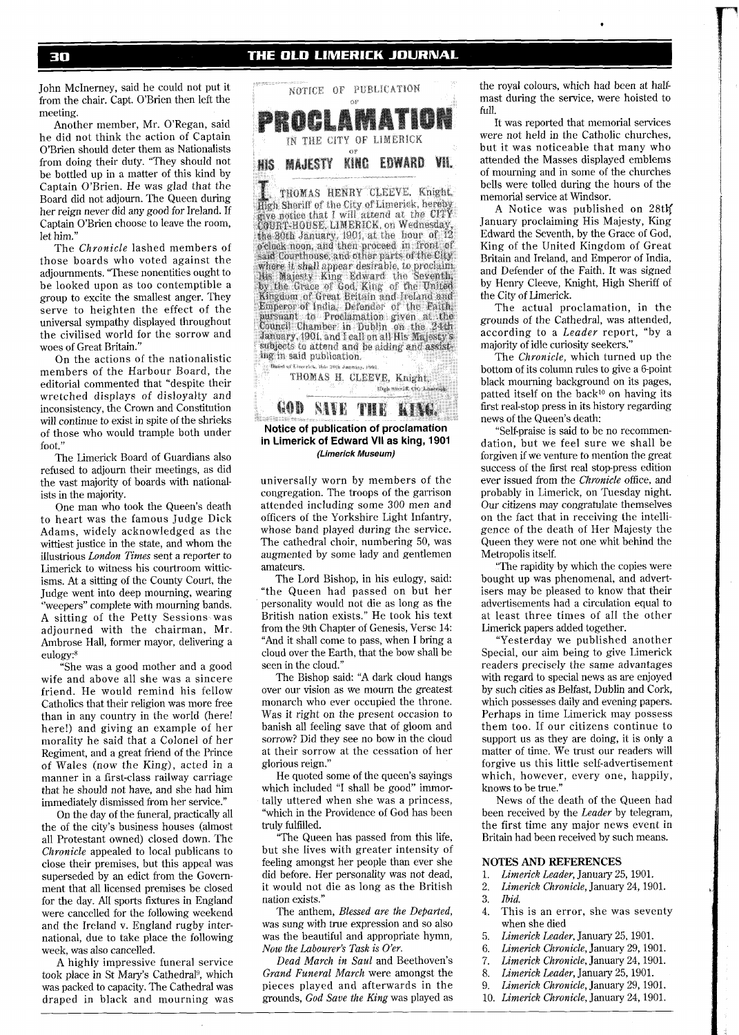John McInerney, said he could not put it from the chair. Capt. O'Brien then left the meeting.

Another member, Mr. O'Regan, said he did not think the action of Captain O'Brien should deter them as Nationalists from doing their duty. "They should not be bottled up in a matter of this kind by Captain O'Brien. He was glad that the Board did not adjourn. The Queen during her reign never did any good for Ireland. If Captain O'Brien choose to leave the room, let him."

The *Chronicle* lashed members of those boards who voted against the adjournments. "These nonentities ought to be looked upon as too contemptible a group to excite the smallest anger. They serve to heighten the effect of the universal sympathy displayed throughout the civilised world for the sorrow and woes of Great Britain."

On the actions of the nationalistic members of the Harbour Board, the editorial commented that "despite their wretched displays of disloyalty and inconsistency, the Crown and Constitution will continue to exist in spite of the shrieks of those who would trample both under foot."

The Limerick Board of Guardians also refused to adjourn their meetings, as did the vast majority of boards with nationalists in the majority.

One man who took the Queen's death to heart was the famous Judge Dick Adams, widely acknowledged as the wittiest justice in the state, and whom the illustrious *London Times* sent a reporter to Limerick to witness his courtroom witticisms. At a sitting of the County Court, the Judge went into deep mourning, wearing "weepers" complete with mourning bands. A sitting of the Petty Sessions was adjourned with the chairman, Mr. Ambrose Hall, former mayor, delivering a eulogy:[8]

"She was a good mother and a good wife and above all she was a sincere friend. He would remind his fellow Catholics that their religion was more free than in any country in the world (here! here!) and giving an example of her morality he said that a Colonel of her Regiment, and a great friend of the Prince of Wales (now the King), acted in a manner in a first-class railway carriage that he should not have, and she had him immediately dismissed from her service."

On the day of the funeral, practically all the of the city's business houses (almost all Protestant owned) closed down. The *Chronicle* appealed to local publicans to close their premises, but this appeal was superseded by an edict from the Government that all licensed premises be closed for the day. All sports fixtures in England were cancelled for the following weekend and the Ireland v. England rugby international, due to take place the following week, was also cancelled.

A highly impressive funeral service took place in St Mary's Cathedral[9], which was packed to capacity. The Cathedral was draped in black and mourning was universally worn by members of the congregation. The troops of the garrison attended including some 300 men and officers of the Yorkshire Light Infantry, whose band played during the service. The cathedral choir, numbering 50, was augmented by some lady and gentlemen amateurs.

NOTICE OF PUBLICATION OF

**PROCLAMATION**

IN THE CITY OF LIMERICK OF

**HIS MAJESTY KING EDWARD VII.**

I, THOMAS HENRY CLEEVE, Knight, High Sheriff of the City of Limerick, hereby give notice that I will attend at the CITY COURT-HOUSE, LIMERICK, on Wednesday, the 30th January, 1901, at the hour of 12 o'clock noon, and then proceed in front of said Courthouse, and other parts of the City where it shall appear desirable, to proclaim His Majesty King Edward the Seventh, by the Grace of God, King of the United Kingdom of Great Britain and Ireland and Emperor of India, Defender of the Faith, pursuant to Proclamation given at the Council Chamber in Dublin on the 24th January, 1901, and I call on all His Majesty's subjects to attend and be aiding and assisting in said publication.

Dated at Limerick, this 28th January, 1901.

THOMAS H. CLEEVE, Knight,
High Sheriff, City Limerick.

**GOD SAVE THE KING.**

**Notice of publication of proclamation in Limerick of Edward VII as king, 1901** *(Limerick Museum)*

The Lord Bishop, in his eulogy, said: "the Queen had passed on but her personality would not die as long as the British nation exists." He took his text from the 9th Chapter of Genesis, Verse 14: "And it shall come to pass, when I bring a cloud over the Earth, that the bow shall be seen in the cloud."

The Bishop said: "A dark cloud hangs over our vision as we mourn the greatest monarch who ever occupied the throne. Was it right on the present occasion to banish all feeling save that of gloom and sorrow? Did they see no bow in the cloud at their sorrow at the cessation of her glorious reign."

He quoted some of the queen's sayings which included "I shall be good" immortally uttered when she was a princess, "which in the Providence of God has been truly fulfilled.

"The Queen has passed from this life, but she lives with greater intensity of feeling amongst her people than ever she did before. Her personality was not dead, it would not die as long as the British nation exists."

The anthem, *Blessed are the Departed*, was sung with true expression and so also was the beautiful and appropriate hymn, *Now the Labourer's Task is O'er*.

*Dead March in Saul* and Beethoven's *Grand Funeral March* were amongst the pieces played and afterwards in the grounds, *God Save the King* was played as the royal colours, which had been at half-mast during the service, were hoisted to full.

It was reported that memorial services were not held in the Catholic churches, but it was noticeable that many who attended the Masses displayed emblems of mourning and in some of the churches bells were tolled during the hours of the memorial service at Windsor.

A Notice was published on 28th January proclaiming His Majesty, King Edward the Seventh, by the Grace of God, King of the United Kingdom of Great Britain and Ireland, and Emperor of India, and Defender of the Faith. It was signed by Henry Cleeve, Knight, High Sheriff of the City of Limerick.

The actual proclamation, in the grounds of the Cathedral, was attended, according to a *Leader* report, "by a majority of idle curiosity seekers."

The *Chronicle*, which turned up the bottom of its column rules to give a 6-point black mourning background on its pages, patted itself on the back[10] on having its first real-stop press in its history regarding news of the Queen's death:

"Self-praise is said to be no recommendation, but we feel sure we shall be forgiven if we venture to mention the great success of the first real stop-press edition ever issued from the *Chronicle* office, and probably in Limerick, on Tuesday night. Our citizens may congratulate themselves on the fact that in receiving the intelligence of the death of Her Majesty the Queen they were not one whit behind the Metropolis itself.

"The rapidity by which the copies were bought up was phenomenal, and advertisers may be pleased to know that their advertisements had a circulation equal to at least three times of all the other Limerick papers added together.

"Yesterday we published another Special, our aim being to give Limerick readers precisely the same advantages with regard to special news as are enjoyed by such cities as Belfast, Dublin and Cork, which possesses daily and evening papers. Perhaps in time Limerick may possess them too. If our citizens continue to support us as they are doing, it is only a matter of time. We trust our readers will forgive us this little self-advertisement which, however, every one, happily, knows to be true."

News of the death of the Queen had been received by the *Leader* by telegram, the first time any major news event in Britain had been received by such means.

## NOTES AND REFERENCES

1. *Limerick Leader*, January 25, 1901.
2. *Limerick Chronicle*, January 24, 1901.
3. *Ibid.*
4. This is an error, she was seventy when she died
5. *Limerick Leader*, January 25, 1901.
6. *Limerick Chronicle*, January 29, 1901.
7. *Limerick Chronicle*, January 24, 1901.
8. *Limerick Leader*, January 25, 1901.
9. *Limerick Chronicle*, January 29, 1901.
10. *Limerick Chronicle*, January 24, 1901.